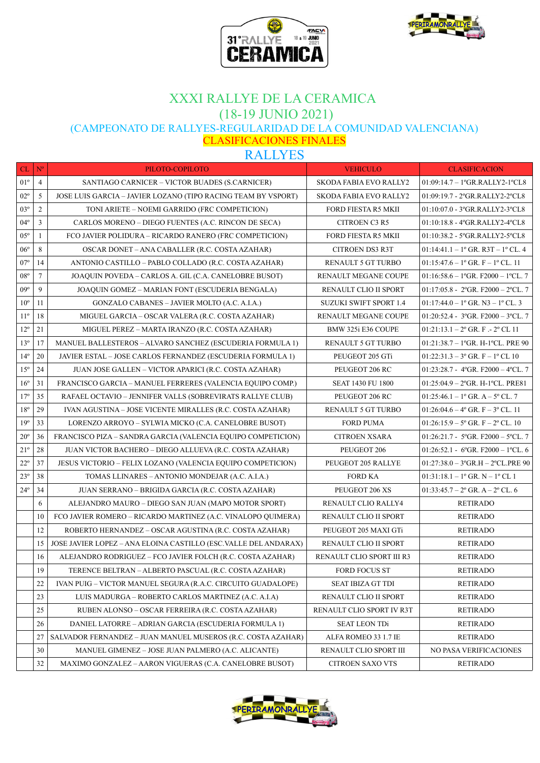# XXXI RALLYE DE LA CERAMICA

## (18-19 JUNIO 2021)

### (CAMPEONATO DE RALLYES-REGULARIDAD DE LA COMUNIDAD VALENCIANA)

### CLASIFICACIONES FINALES

## RALLYES

| CL | Nº | PILOTO-COPILOTO | VEHICULO | CLASIFICACION |
|---|---|---|---|---|
| 01º | 4 | SANTIAGO CARNICER – VICTOR BUADES (S.CARNICER) | SKODA FABIA EVO RALLY2 | 01:09:14.7 – 1ºGR.RALLY2-1ºCL8 |
| 02º | 5 | JOSE LUIS GARCIA – JAVIER LOZANO (TIPO RACING TEAM BY VSPORT) | SKODA FABIA EVO RALLY2 | 01:09:19.7 - 2ºGR.RALLY2-2ºCL8 |
| 03º | 2 | TONI ARIETE – NOEMI GARRIDO (FRC COMPETICION) | FORD FIESTA R5 MKII | 01:10:07.0 - 3ºGR.RALLY2-3ºCL8 |
| 04º | 3 | CARLOS MORENO – DIEGO FUENTES (A.C. RINCON DE SECA) | CITROEN C3 R5 | 01:10:18.8 - 4ºGR.RALLY2-4ºCL8 |
| 05º | 1 | FCO JAVIER POLIDURA – RICARDO RANERO (FRC COMPETICION) | FORD FIESTA R5 MKII | 01:10:38.2 - 5ºGR.RALLY2-5ºCL8 |
| 06º | 8 | OSCAR DONET – ANA CABALLER (R.C. COSTA AZAHAR) | CITROEN DS3 R3T | 01:14:41.1 – 1º GR. R3T – 1º CL. 4 |
| 07º | 14 | ANTONIO CASTILLO – PABLO COLLADO (R.C. COSTA AZAHAR) | RENAULT 5 GT TURBO | 01:15:47.6 – 1º GR. F – 1º CL. 11 |
| 08º | 7 | JOAQUIN POVEDA – CARLOS A. GIL (C.A. CANELOBRE BUSOT) | RENAULT MEGANE COUPE | 01:16:58.6 – 1ºGR. F2000 – 1ºCL. 7 |
| 09º | 9 | JOAQUIN GOMEZ – MARIAN FONT (ESCUDERIA BENGALA) | RENAULT CLIO II SPORT | 01:17:05.8 - 2ºGR. F2000 – 2ºCL. 7 |
| 10º | 11 | GONZALO CABANES – JAVIER MOLTO (A.C. A.I.A.) | SUZUKI SWIFT SPORT 1.4 | 01:17:44.0 – 1º GR. N3 – 1º CL. 3 |
| 11º | 18 | MIGUEL GARCIA – OSCAR VALERA (R.C. COSTA AZAHAR) | RENAULT MEGANE COUPE | 01:20:52.4 - 3ºGR. F2000 – 3ºCL. 7 |
| 12º | 21 | MIGUEL PEREZ – MARTA IRANZO (R.C. COSTA AZAHAR) | BMW 325i E36 COUPE | 01:21:13.1 – 2º GR. F .- 2º CL 11 |
| 13º | 17 | MANUEL BALLESTEROS – ALVARO SANCHEZ (ESCUDERIA FORMULA 1) | RENAULT 5 GT TURBO | 01:21:38.7 – 1ºGR. H-1ºCL. PRE 90 |
| 14º | 20 | JAVIER ESTAL – JOSE CARLOS FERNANDEZ (ESCUDERIA FORMULA 1) | PEUGEOT 205 GTi | 01:22:31.3 – 3º GR. F – 1º CL 10 |
| 15º | 24 | JUAN JOSE GALLEN – VICTOR APARICI (R.C. COSTA AZAHAR) | PEUGEOT 206 RC | 01:23:28.7 - 4ºGR. F2000 – 4ºCL. 7 |
| 16º | 31 | FRANCISCO GARCIA – MANUEL FERRERES (VALENCIA EQUIPO COMP.) | SEAT 1430 FU 1800 | 01:25:04.9 – 2ºGR. H-1ºCL. PRE81 |
| 17º | 35 | RAFAEL OCTAVIO – JENNIFER VALLS (SOBREVIRATS RALLYE CLUB) | PEUGEOT 206 RC | 01:25:46.1 – 1º GR. A – 5º CL. 7 |
| 18º | 29 | IVAN AGUSTINA – JOSE VICENTE MIRALLES (R.C. COSTA AZAHAR) | RENAULT 5 GT TURBO | 01:26:04.6 – 4º GR. F – 3º CL. 11 |
| 19º | 33 | LORENZO ARROYO – SYLWIA MICKO (C.A. CANELOBRE BUSOT) | FORD PUMA | 01:26:15.9 – 5º GR. F – 2º CL. 10 |
| 20º | 36 | FRANCISCO PIZA – SANDRA GARCIA (VALENCIA EQUIPO COMPETICION) | CITROEN XSARA | 01:26:21.7 - 5ºGR. F2000 – 5ºCL. 7 |
| 21º | 28 | JUAN VICTOR BACHERO – DIEGO ALLUEVA (R.C. COSTA AZAHAR) | PEUGEOT 206 | 01:26:52.1 - 6ºGR. F2000 – 1ºCL. 6 |
| 22º | 37 | JESUS VICTORIO – FELIX LOZANO (VALENCIA EQUIPO COMPETICION) | PEUGEOT 205 RALLYE | 01:27:38.0 – 3ºGR.H – 2ºCL.PRE 90 |
| 23º | 38 | TOMAS LLINARES – ANTONIO MONDEJAR (A.C. A.I.A.) | FORD KA | 01:31:18.1 – 1º GR. N – 1º CL 1 |
| 24º | 34 | JUAN SERRANO – BRIGIDA GARCIA (R.C. COSTA AZAHAR) | PEUGEOT 206 XS | 01:33:45.7 – 2º GR. A – 2º CL. 6 |
| | 6 | ALEJANDRO MAURO – DIEGO SAN JUAN (MAPO MOTOR SPORT) | RENAULT CLIO RALLY4 | RETIRADO |
| | 10 | FCO JAVIER ROMERO – RICARDO MARTINEZ (A.C. VINALOPO QUIMERA) | RENAULT CLIO II SPORT | RETIRADO |
| | 12 | ROBERTO HERNANDEZ – OSCAR AGUSTINA (R.C. COSTA AZAHAR) | PEUGEOT 205 MAXI GTi | RETIRADO |
| | 15 | JOSE JAVIER LOPEZ – ANA ELOINA CASTILLO (ESC.VALLE DEL ANDARAX) | RENAULT CLIO II SPORT | RETIRADO |
| | 16 | ALEJANDRO RODRIGUEZ – FCO JAVIER FOLCH (R.C. COSTA AZAHAR) | RENAULT CLIO SPORT III R3 | RETIRADO |
| | 19 | TERENCE BELTRAN – ALBERTO PASCUAL (R.C. COSTA AZAHAR) | FORD FOCUS ST | RETIRADO |
| | 22 | IVAN PUIG – VICTOR MANUEL SEGURA (R.A.C. CIRCUITO GUADALOPE) | SEAT IBIZA GT TDI | RETIRADO |
| | 23 | LUIS MADURGA – ROBERTO CARLOS MARTINEZ (A.C. A.I.A) | RENAULT CLIO II SPORT | RETIRADO |
| | 25 | RUBEN ALONSO – OSCAR FERREIRA (R.C. COSTA AZAHAR) | RENAULT CLIO SPORT IV R3T | RETIRADO |
| | 26 | DANIEL LATORRE – ADRIAN GARCIA (ESCUDERIA FORMULA 1) | SEAT LEON TDi | RETIRADO |
| | 27 | SALVADOR FERNANDEZ – JUAN MANUEL MUSEROS (R.C. COSTA AZAHAR) | ALFA ROMEO 33 1.7 IE | RETIRADO |
| | 30 | MANUEL GIMENEZ – JOSE JUAN PALMERO (A.C. ALICANTE) | RENAULT CLIO SPORT III | NO PASA VERIFICACIONES |
| | 32 | MAXIMO GONZALEZ – AARON VIGUERAS (C.A. CANELOBRE BUSOT) | CITROEN SAXO VTS | RETIRADO |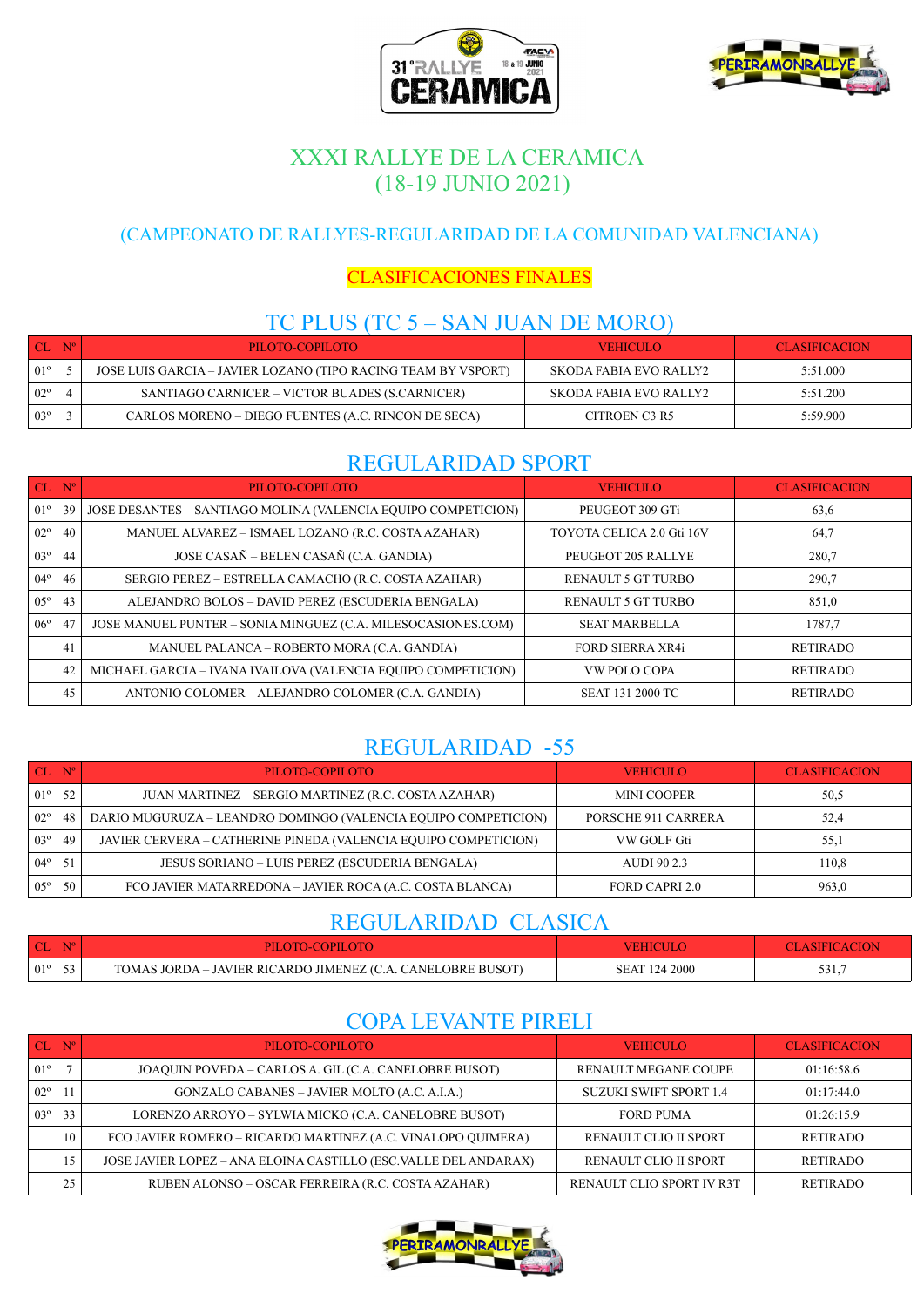# XXXI RALLYE DE LA CERAMICA
# (18-19 JUNIO 2021)

## (CAMPEONATO DE RALLYES-REGULARIDAD DE LA COMUNIDAD VALENCIANA)

## CLASIFICACIONES FINALES

## TC PLUS (TC 5 – SAN JUAN DE MORO)

| CL | Nº | PILOTO-COPILOTO | VEHICULO | CLASIFICACION |
|---|---|---|---|---|
| 01º | 5 | JOSE LUIS GARCIA – JAVIER LOZANO (TIPO RACING TEAM BY VSPORT) | SKODA FABIA EVO RALLY2 | 5:51.000 |
| 02º | 4 | SANTIAGO CARNICER – VICTOR BUADES (S.CARNICER) | SKODA FABIA EVO RALLY2 | 5:51.200 |
| 03º | 3 | CARLOS MORENO – DIEGO FUENTES (A.C. RINCON DE SECA) | CITROEN C3 R5 | 5:59.900 |

## REGULARIDAD SPORT

| CL | Nº | PILOTO-COPILOTO | VEHICULO | CLASIFICACION |
|---|---|---|---|---|
| 01º | 39 | JOSE DESANTES – SANTIAGO MOLINA (VALENCIA EQUIPO COMPETICION) | PEUGEOT 309 GTi | 63,6 |
| 02º | 40 | MANUEL ALVAREZ – ISMAEL LOZANO (R.C. COSTA AZAHAR) | TOYOTA CELICA 2.0 Gti 16V | 64,7 |
| 03º | 44 | JOSE CASAÑ – BELEN CASAÑ (C.A. GANDIA) | PEUGEOT 205 RALLYE | 280,7 |
| 04º | 46 | SERGIO PEREZ – ESTRELLA CAMACHO (R.C. COSTA AZAHAR) | RENAULT 5 GT TURBO | 290,7 |
| 05º | 43 | ALEJANDRO BOLOS – DAVID PEREZ (ESCUDERIA BENGALA) | RENAULT 5 GT TURBO | 851,0 |
| 06º | 47 | JOSE MANUEL PUNTER – SONIA MINGUEZ (C.A. MILESOCASIONES.COM) | SEAT MARBELLA | 1787,7 |
| | 41 | MANUEL PALANCA – ROBERTO MORA (C.A. GANDIA) | FORD SIERRA XR4i | RETIRADO |
| | 42 | MICHAEL GARCIA – IVANA IVAILOVA (VALENCIA EQUIPO COMPETICION) | VW POLO COPA | RETIRADO |
| | 45 | ANTONIO COLOMER – ALEJANDRO COLOMER (C.A. GANDIA) | SEAT 131 2000 TC | RETIRADO |

## REGULARIDAD -55

| CL | Nº | PILOTO-COPILOTO | VEHICULO | CLASIFICACION |
|---|---|---|---|---|
| 01º | 52 | JUAN MARTINEZ – SERGIO MARTINEZ (R.C. COSTA AZAHAR) | MINI COOPER | 50,5 |
| 02º | 48 | DARIO MUGURUZA – LEANDRO DOMINGO (VALENCIA EQUIPO COMPETICION) | PORSCHE 911 CARRERA | 52,4 |
| 03º | 49 | JAVIER CERVERA – CATHERINE PINEDA (VALENCIA EQUIPO COMPETICION) | VW GOLF Gti | 55,1 |
| 04º | 51 | JESUS SORIANO – LUIS PEREZ (ESCUDERIA BENGALA) | AUDI 90 2.3 | 110,8 |
| 05º | 50 | FCO JAVIER MATARREDONA – JAVIER ROCA (A.C. COSTA BLANCA) | FORD CAPRI 2.0 | 963,0 |

## REGULARIDAD CLASICA

| CL | Nº | PILOTO-COPILOTO | VEHICULO | CLASIFICACION |
|---|---|---|---|---|
| 01º | 53 | TOMAS JORDA – JAVIER RICARDO JIMENEZ (C.A. CANELOBRE BUSOT) | SEAT 124 2000 | 531,7 |

## COPA LEVANTE PIRELI

| CL | Nº | PILOTO-COPILOTO | VEHICULO | CLASIFICACION |
|---|---|---|---|---|
| 01º | 7 | JOAQUIN POVEDA – CARLOS A. GIL (C.A. CANELOBRE BUSOT) | RENAULT MEGANE COUPE | 01:16:58.6 |
| 02º | 11 | GONZALO CABANES – JAVIER MOLTO (A.C. A.I.A.) | SUZUKI SWIFT SPORT 1.4 | 01:17:44.0 |
| 03º | 33 | LORENZO ARROYO – SYLWIA MICKO (C.A. CANELOBRE BUSOT) | FORD PUMA | 01:26:15.9 |
| | 10 | FCO JAVIER ROMERO – RICARDO MARTINEZ (A.C. VINALOPO QUIMERA) | RENAULT CLIO II SPORT | RETIRADO |
| | 15 | JOSE JAVIER LOPEZ – ANA ELOINA CASTILLO (ESC.VALLE DEL ANDARAX) | RENAULT CLIO II SPORT | RETIRADO |
| | 25 | RUBEN ALONSO – OSCAR FERREIRA (R.C. COSTA AZAHAR) | RENAULT CLIO SPORT IV R3T | RETIRADO |